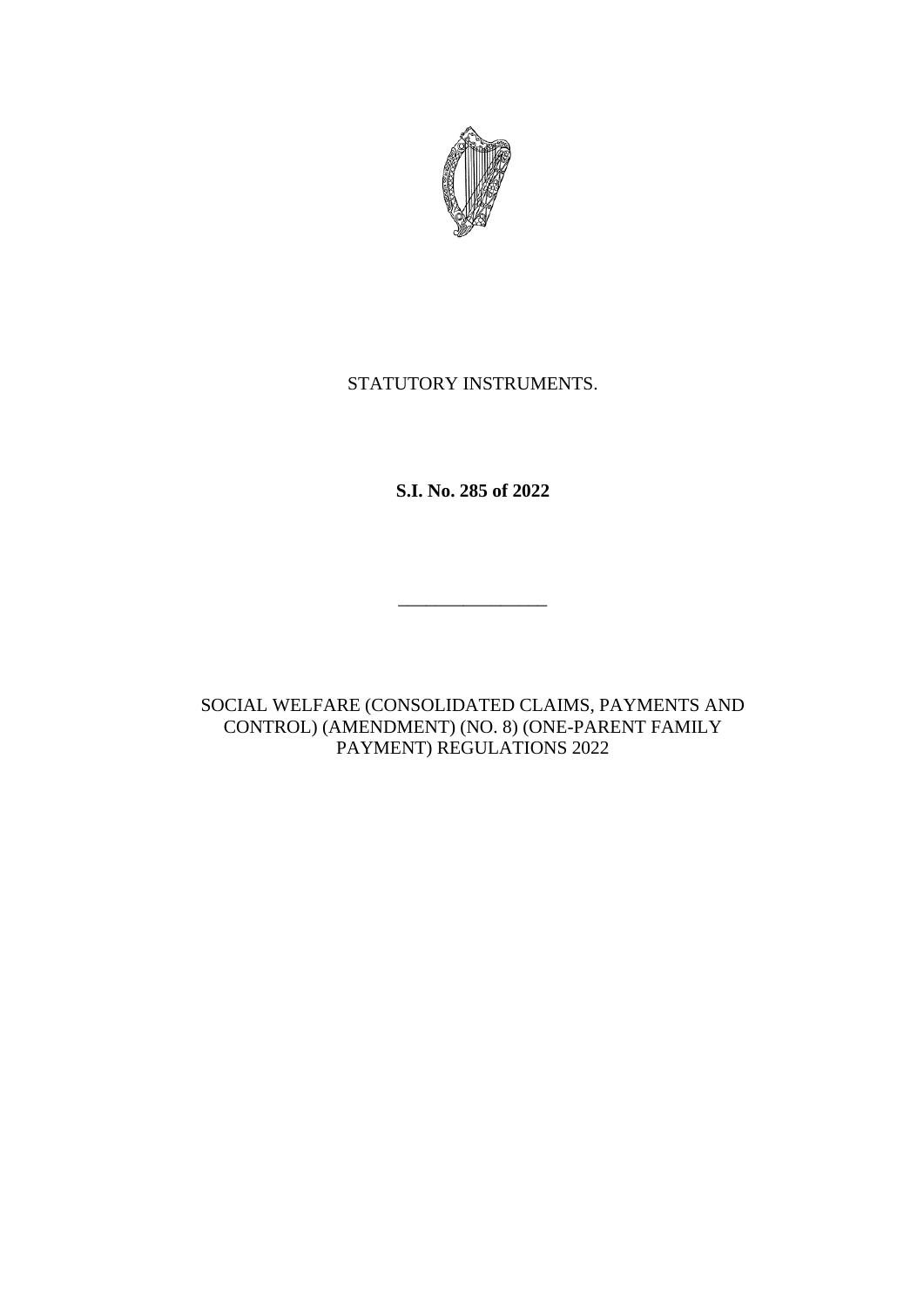STATUTORY INSTRUMENTS.

**S.I. No. 285 of 2022**

---

SOCIAL WELFARE (CONSOLIDATED CLAIMS, PAYMENTS AND CONTROL) (AMENDMENT) (NO. 8) (ONE-PARENT FAMILY PAYMENT) REGULATIONS 2022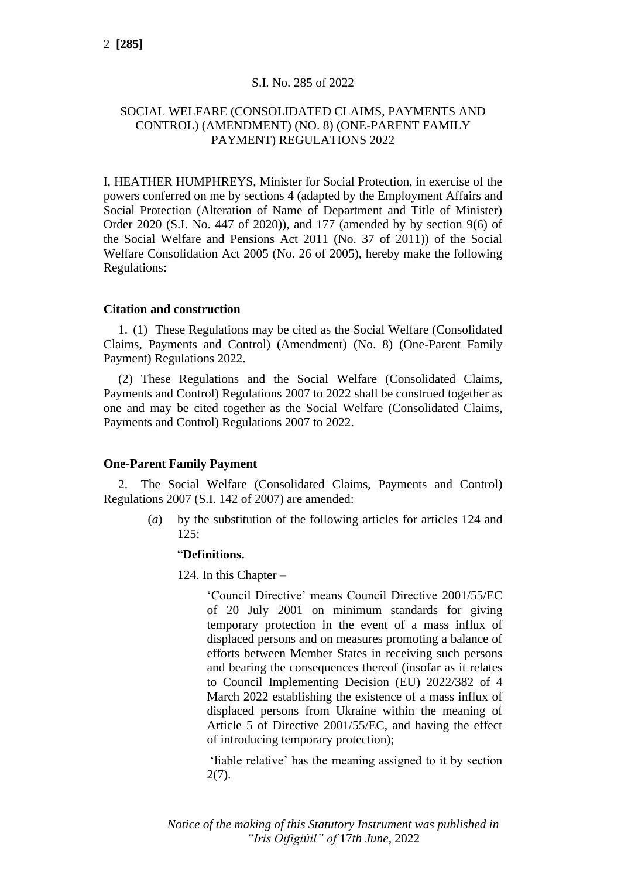S.I. No. 285 of 2022

SOCIAL WELFARE (CONSOLIDATED CLAIMS, PAYMENTS AND CONTROL) (AMENDMENT) (NO. 8) (ONE-PARENT FAMILY PAYMENT) REGULATIONS 2022

I, HEATHER HUMPHREYS, Minister for Social Protection, in exercise of the powers conferred on me by sections 4 (adapted by the Employment Affairs and Social Protection (Alteration of Name of Department and Title of Minister) Order 2020 (S.I. No. 447 of 2020)), and 177 (amended by by section 9(6) of the Social Welfare and Pensions Act 2011 (No. 37 of 2011)) of the Social Welfare Consolidation Act 2005 (No. 26 of 2005), hereby make the following Regulations:

**Citation and construction**

1. (1) These Regulations may be cited as the Social Welfare (Consolidated Claims, Payments and Control) (Amendment) (No. 8) (One-Parent Family Payment) Regulations 2022.

(2) These Regulations and the Social Welfare (Consolidated Claims, Payments and Control) Regulations 2007 to 2022 shall be construed together as one and may be cited together as the Social Welfare (Consolidated Claims, Payments and Control) Regulations 2007 to 2022.

**One-Parent Family Payment**

2. The Social Welfare (Consolidated Claims, Payments and Control) Regulations 2007 (S.I. 142 of 2007) are amended:

(*a*) by the substitution of the following articles for articles 124 and 125:

"**Definitions.**

124. In this Chapter –

'Council Directive' means Council Directive 2001/55/EC of 20 July 2001 on minimum standards for giving temporary protection in the event of a mass influx of displaced persons and on measures promoting a balance of efforts between Member States in receiving such persons and bearing the consequences thereof (insofar as it relates to Council Implementing Decision (EU) 2022/382 of 4 March 2022 establishing the existence of a mass influx of displaced persons from Ukraine within the meaning of Article 5 of Directive 2001/55/EC, and having the effect of introducing temporary protection);

'liable relative' has the meaning assigned to it by section 2(7).

*Notice of the making of this Statutory Instrument was published in "Iris Oifigiúil" of 17th June, 2022*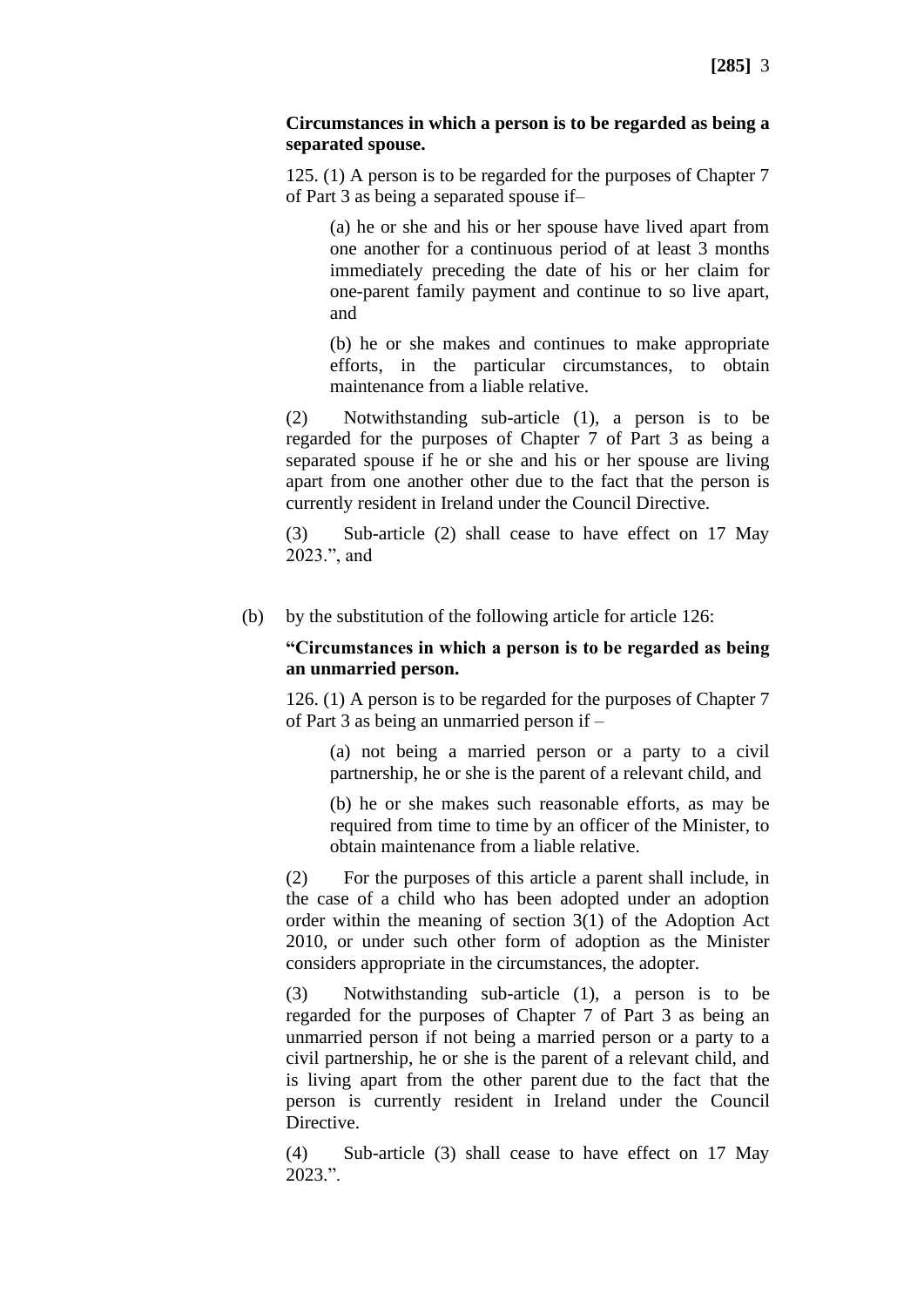**Circumstances in which a person is to be regarded as being a separated spouse.**

125. (1) A person is to be regarded for the purposes of Chapter 7 of Part 3 as being a separated spouse if–

(a) he or she and his or her spouse have lived apart from one another for a continuous period of at least 3 months immediately preceding the date of his or her claim for one-parent family payment and continue to so live apart, and

(b) he or she makes and continues to make appropriate efforts, in the particular circumstances, to obtain maintenance from a liable relative.

(2) Notwithstanding sub-article (1), a person is to be regarded for the purposes of Chapter 7 of Part 3 as being a separated spouse if he or she and his or her spouse are living apart from one another other due to the fact that the person is currently resident in Ireland under the Council Directive.

(3) Sub-article (2) shall cease to have effect on 17 May 2023.", and

(b) by the substitution of the following article for article 126:

**"Circumstances in which a person is to be regarded as being an unmarried person.**

126. (1) A person is to be regarded for the purposes of Chapter 7 of Part 3 as being an unmarried person if –

(a) not being a married person or a party to a civil partnership, he or she is the parent of a relevant child, and

(b) he or she makes such reasonable efforts, as may be required from time to time by an officer of the Minister, to obtain maintenance from a liable relative.

(2) For the purposes of this article a parent shall include, in the case of a child who has been adopted under an adoption order within the meaning of section 3(1) of the Adoption Act 2010, or under such other form of adoption as the Minister considers appropriate in the circumstances, the adopter.

(3) Notwithstanding sub-article (1), a person is to be regarded for the purposes of Chapter 7 of Part 3 as being an unmarried person if not being a married person or a party to a civil partnership, he or she is the parent of a relevant child, and is living apart from the other parent due to the fact that the person is currently resident in Ireland under the Council Directive.

(4) Sub-article (3) shall cease to have effect on 17 May 2023.".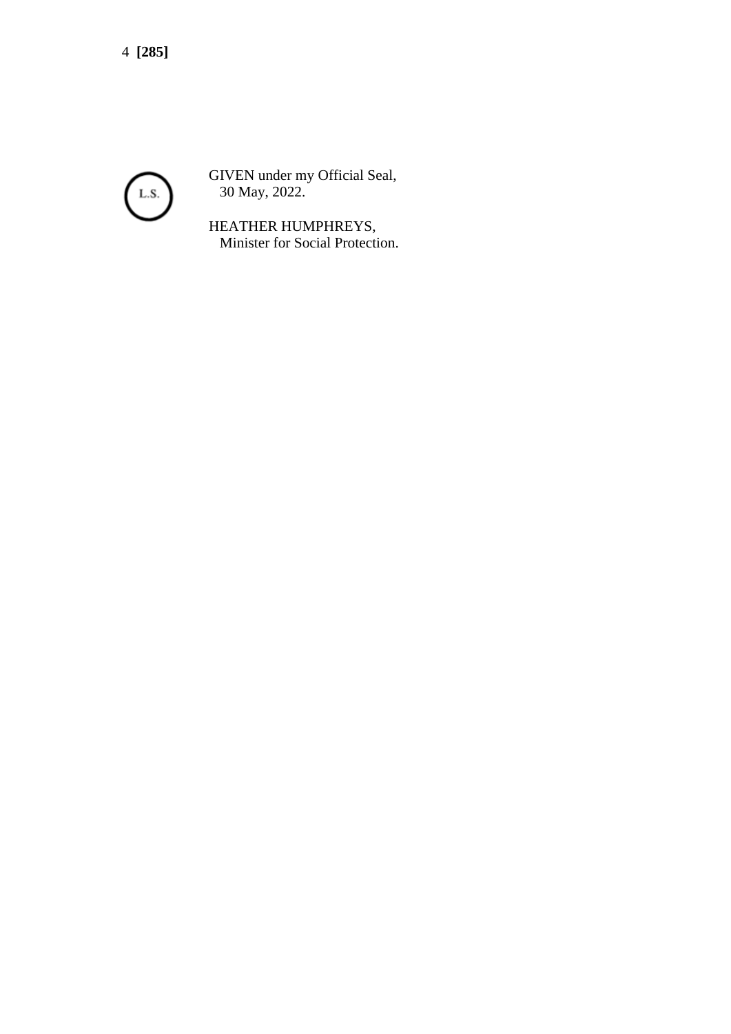L.S.

GIVEN under my Official Seal,
30 May, 2022.

HEATHER HUMPHREYS,
Minister for Social Protection.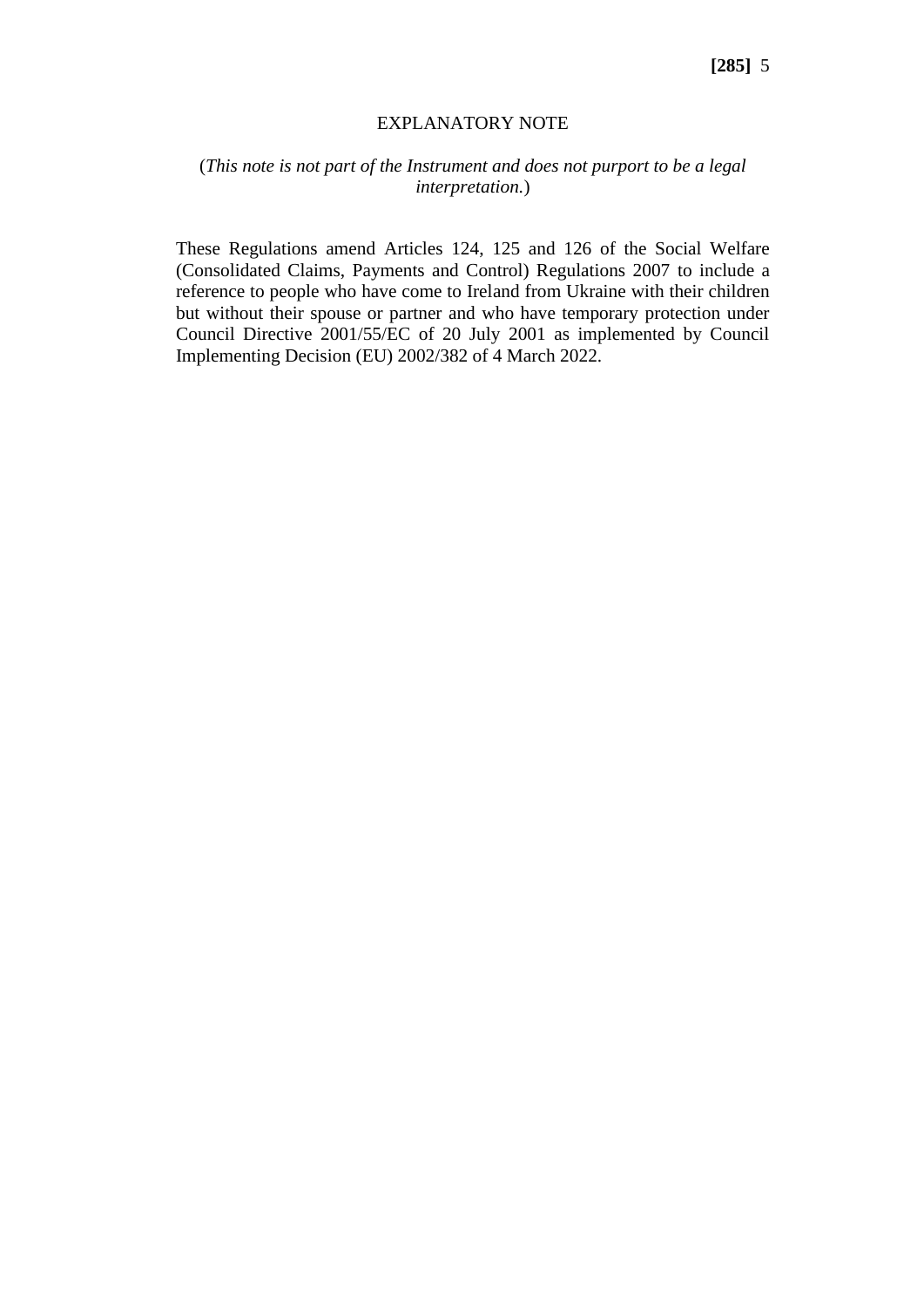## EXPLANATORY NOTE

(*This note is not part of the Instrument and does not purport to be a legal interpretation.*)

These Regulations amend Articles 124, 125 and 126 of the Social Welfare (Consolidated Claims, Payments and Control) Regulations 2007 to include a reference to people who have come to Ireland from Ukraine with their children but without their spouse or partner and who have temporary protection under Council Directive 2001/55/EC of 20 July 2001 as implemented by Council Implementing Decision (EU) 2002/382 of 4 March 2022.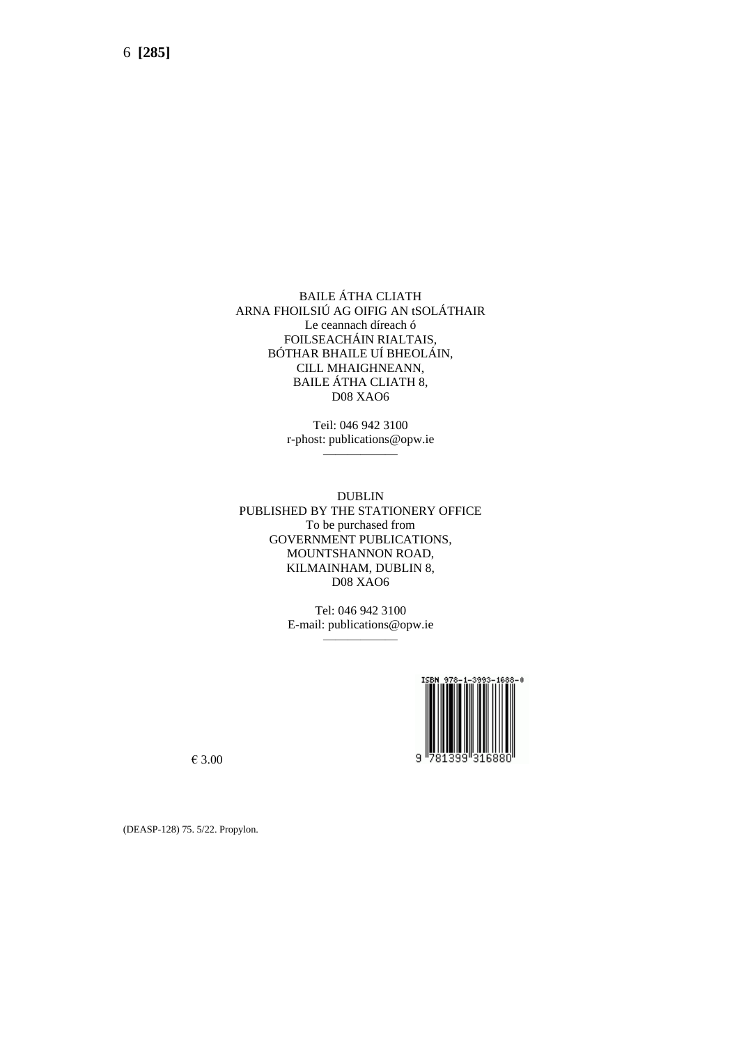**[285]**

BAILE ÁTHA CLIATH
ARNA FHOILSIÚ AG OIFIG AN tSOLÁTHAIR
Le ceannach díreach ó
FOILSEACHÁIN RIALTAIS,
BÓTHAR BHAILE UÍ BHEOLÁIN,
CILL MHAIGHNEANN,
BAILE ÁTHA CLIATH 8,
D08 XAO6

Teil: 046 942 3100
r-phost: publications@opw.ie

---

DUBLIN
PUBLISHED BY THE STATIONERY OFFICE
To be purchased from
GOVERNMENT PUBLICATIONS,
MOUNTSHANNON ROAD,
KILMAINHAM, DUBLIN 8,
D08 XAO6

Tel: 046 942 3100
E-mail: publications@opw.ie

---

ISBN 978-1-3993-1688-0

9 781399 316880

€ 3.00

(DEASP-128) 75. 5/22. Propylon.